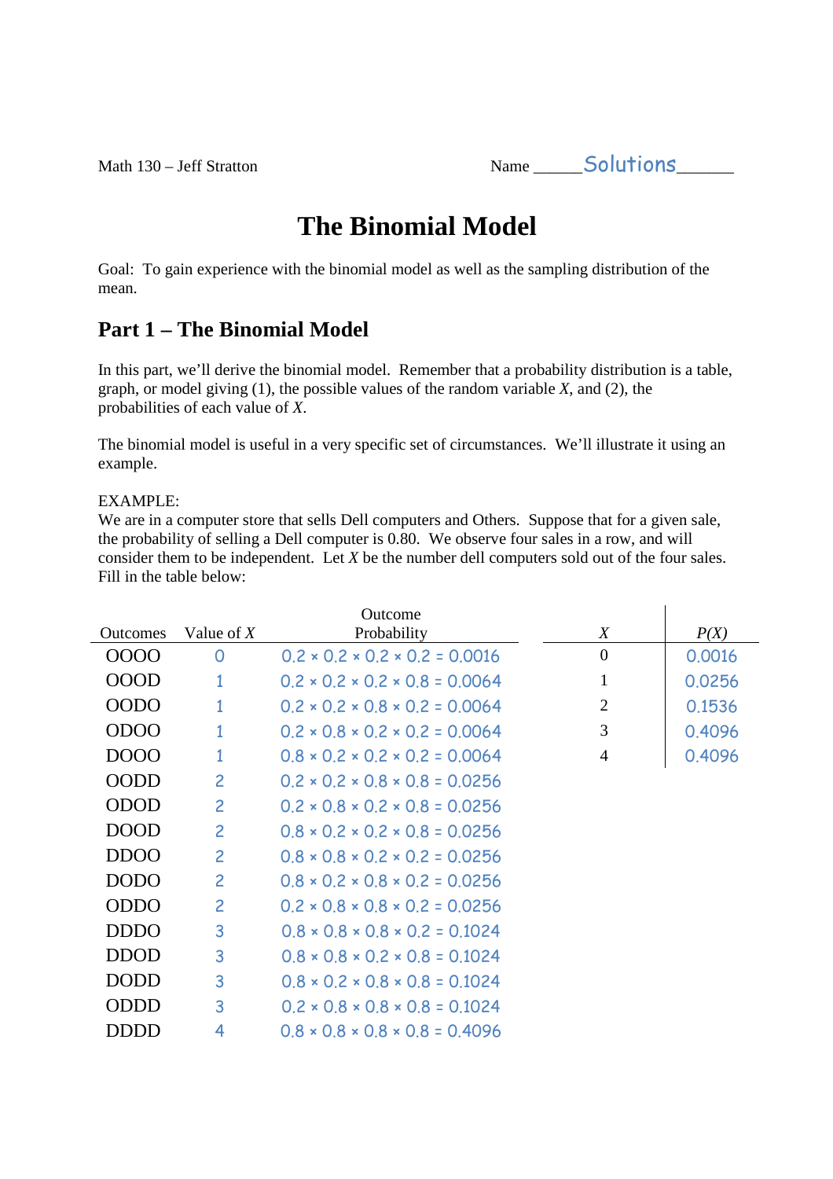Math 130 – Jeff Stratton Name _____Solutions______

# The Binomial Model

Goal: To gain experience with the binomial model as well as the sampling distribution of the mean.

## Part 1 – The Binomial Model

In this part, we'll derive the binomial model. Remember that a probability distribution is a table, graph, or model giving (1), the possible values of the random variable *X*, and (2), the probabilities of each value of *X*.

The binomial model is useful in a very specific set of circumstances. We'll illustrate it using an example.

EXAMPLE:
We are in a computer store that sells Dell computers and Others. Suppose that for a given sale, the probability of selling a Dell computer is 0.80. We observe four sales in a row, and will consider them to be independent. Let *X* be the number dell computers sold out of the four sales. Fill in the table below:

| Outcomes | Value of *X* | Outcome Probability |
|---|---|---|
| OOOO | 0 | $0.2 \times 0.2 \times 0.2 \times 0.2 = 0.0016$ |
| OOOD | 1 | $0.2 \times 0.2 \times 0.2 \times 0.8 = 0.0064$ |
| OODO | 1 | $0.2 \times 0.2 \times 0.8 \times 0.2 = 0.0064$ |
| ODOO | 1 | $0.2 \times 0.8 \times 0.2 \times 0.2 = 0.0064$ |
| DOOO | 1 | $0.8 \times 0.2 \times 0.2 \times 0.2 = 0.0064$ |
| OODD | 2 | $0.2 \times 0.2 \times 0.8 \times 0.8 = 0.0256$ |
| ODOD | 2 | $0.2 \times 0.8 \times 0.2 \times 0.8 = 0.0256$ |
| DOOD | 2 | $0.8 \times 0.2 \times 0.2 \times 0.8 = 0.0256$ |
| DDOO | 2 | $0.8 \times 0.8 \times 0.2 \times 0.2 = 0.0256$ |
| DODO | 2 | $0.8 \times 0.2 \times 0.8 \times 0.2 = 0.0256$ |
| ODDO | 2 | $0.2 \times 0.8 \times 0.8 \times 0.2 = 0.0256$ |
| DDDO | 3 | $0.8 \times 0.8 \times 0.8 \times 0.2 = 0.1024$ |
| DDOD | 3 | $0.8 \times 0.8 \times 0.2 \times 0.8 = 0.1024$ |
| DODD | 3 | $0.8 \times 0.2 \times 0.8 \times 0.8 = 0.1024$ |
| ODDD | 3 | $0.2 \times 0.8 \times 0.8 \times 0.8 = 0.1024$ |
| DDDD | 4 | $0.8 \times 0.8 \times 0.8 \times 0.8 = 0.4096$ |

| *X* | *P(X)* |
|---|---|
| 0 | 0.0016 |
| 1 | 0.0256 |
| 2 | 0.1536 |
| 3 | 0.4096 |
| 4 | 0.4096 |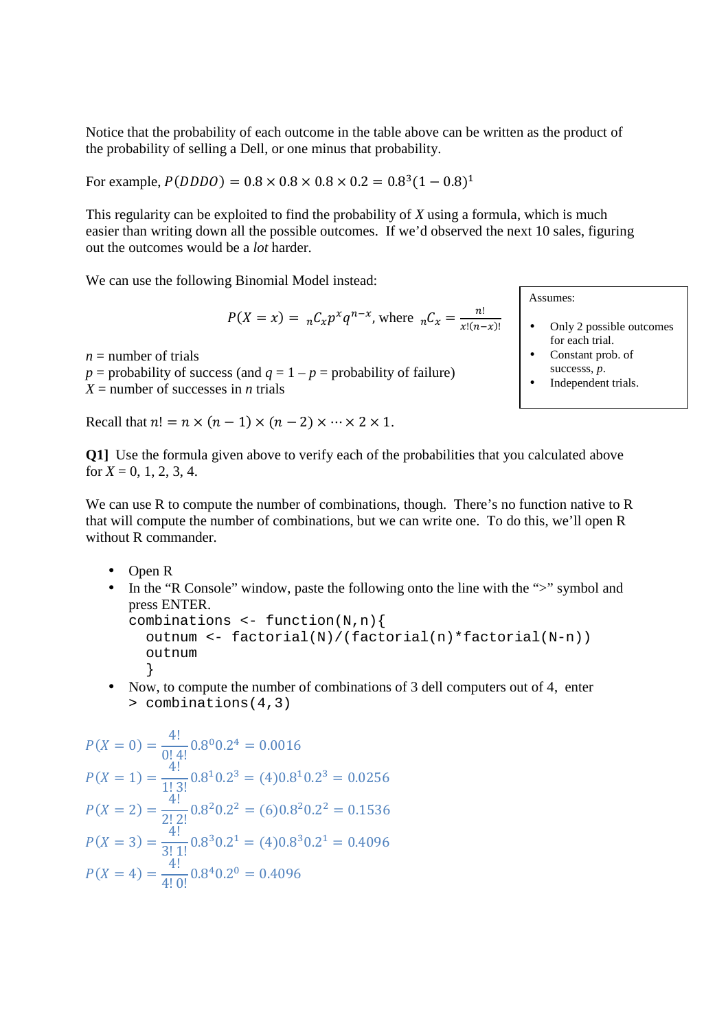Notice that the probability of each outcome in the table above can be written as the product of the probability of selling a Dell, or one minus that probability.

For example, $P(DDDO) = 0.8 \times 0.8 \times 0.8 \times 0.2 = 0.8^3(1-0.8)^1$

This regularity can be exploited to find the probability of $X$ using a formula, which is much easier than writing down all the possible outcomes. If we'd observed the next 10 sales, figuring out the outcomes would be a *lot* harder.

We can use the following Binomial Model instead:

$$P(X = x) = {}_nC_x p^x q^{n-x}, \text{ where } {}_nC_x = \frac{n!}{x!(n-x)!}$$

$n$ = number of trials
$p$ = probability of success (and $q = 1 - p$ = probability of failure)
$X$ = number of successes in $n$ trials

> Assumes:
>
> - Only 2 possible outcomes for each trial.
> - Constant prob. of successs, $p$.
> - Independent trials.

Recall that $n! = n \times (n-1) \times (n-2) \times \cdots \times 2 \times 1$.

**Q1]** Use the formula given above to verify each of the probabilities that you calculated above for $X$ = 0, 1, 2, 3, 4.

We can use R to compute the number of combinations, though. There's no function native to R that will compute the number of combinations, but we can write one. To do this, we'll open R without R commander.

- Open R
- In the "R Console" window, paste the following onto the line with the ">" symbol and press ENTER.

```
combinations <- function(N,n){
  outnum <- factorial(N)/(factorial(n)*factorial(N-n))
  outnum
  }
```

- Now, to compute the number of combinations of 3 dell computers out of 4, enter

```
> combinations(4,3)
```

$$P(X=0) = \frac{4!}{0!\,4!}0.8^0 0.2^4 = 0.0016$$

$$P(X=1) = \frac{4!}{1!\,3!}0.8^1 0.2^3 = (4)0.8^1 0.2^3 = 0.0256$$

$$P(X=2) = \frac{4!}{2!\,2!}0.8^2 0.2^2 = (6)0.8^2 0.2^2 = 0.1536$$

$$P(X=3) = \frac{4!}{3!\,1!}0.8^3 0.2^1 = (4)0.8^3 0.2^1 = 0.4096$$

$$P(X=4) = \frac{4!}{4!\,0!}0.8^4 0.2^0 = 0.4096$$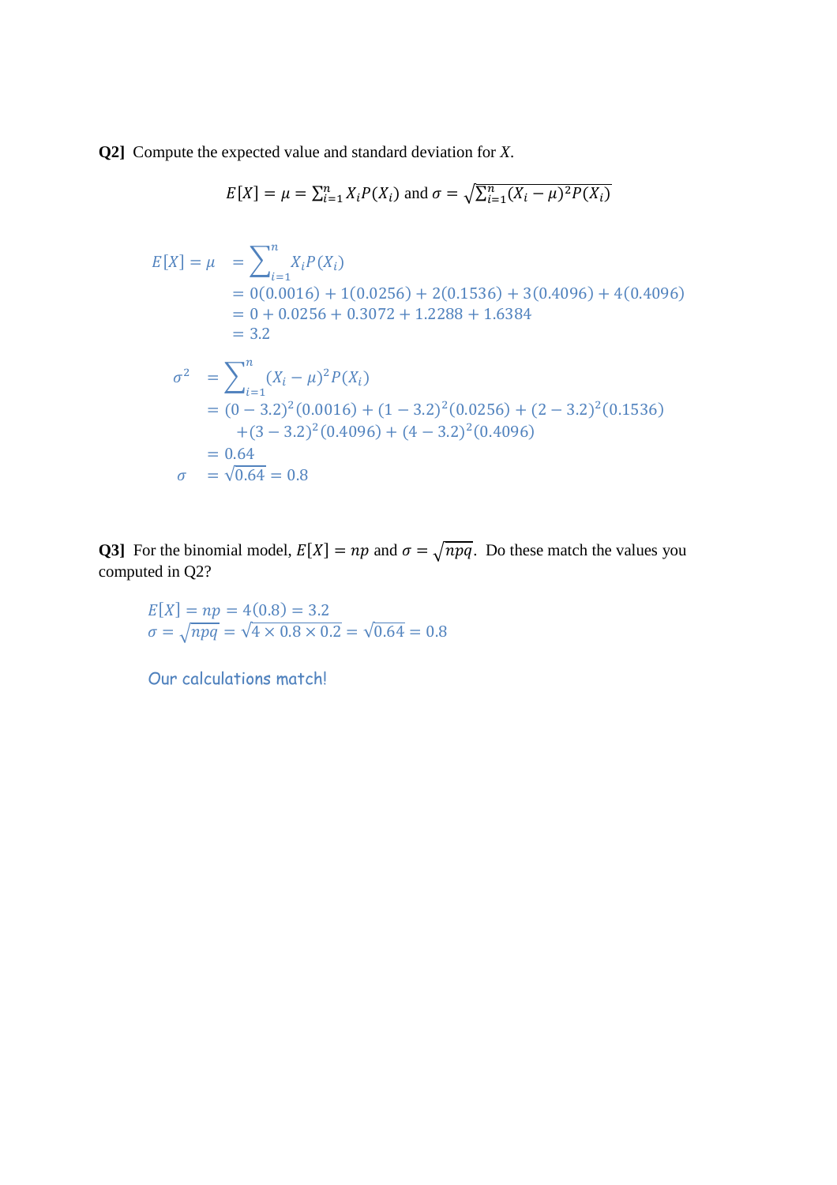**Q2]** Compute the expected value and standard deviation for $X$.

$$E[X] = \mu = \sum_{i=1}^{n} X_i P(X_i) \text{ and } \sigma = \sqrt{\sum_{i=1}^{n} (X_i - \mu)^2 P(X_i)}$$

$$\begin{aligned}
E[X] = \mu &= \sum_{i=1}^{n} X_i P(X_i) \\
&= 0(0.0016) + 1(0.0256) + 2(0.1536) + 3(0.4096) + 4(0.4096) \\
&= 0 + 0.0256 + 0.3072 + 1.2288 + 1.6384 \\
&= 3.2
\end{aligned}$$

$$\begin{aligned}
\sigma^2 &= \sum_{i=1}^{n} (X_i - \mu)^2 P(X_i) \\
&= (0 - 3.2)^2(0.0016) + (1 - 3.2)^2(0.0256) + (2 - 3.2)^2(0.1536) \\
&\quad + (3 - 3.2)^2(0.4096) + (4 - 3.2)^2(0.4096) \\
&= 0.64 \\
\sigma &= \sqrt{0.64} = 0.8
\end{aligned}$$

**Q3]** For the binomial model, $E[X] = np$ and $\sigma = \sqrt{npq}$. Do these match the values you computed in Q2?

$$E[X] = np = 4(0.8) = 3.2$$
$$\sigma = \sqrt{npq} = \sqrt{4 \times 0.8 \times 0.2} = \sqrt{0.64} = 0.8$$

Our calculations match!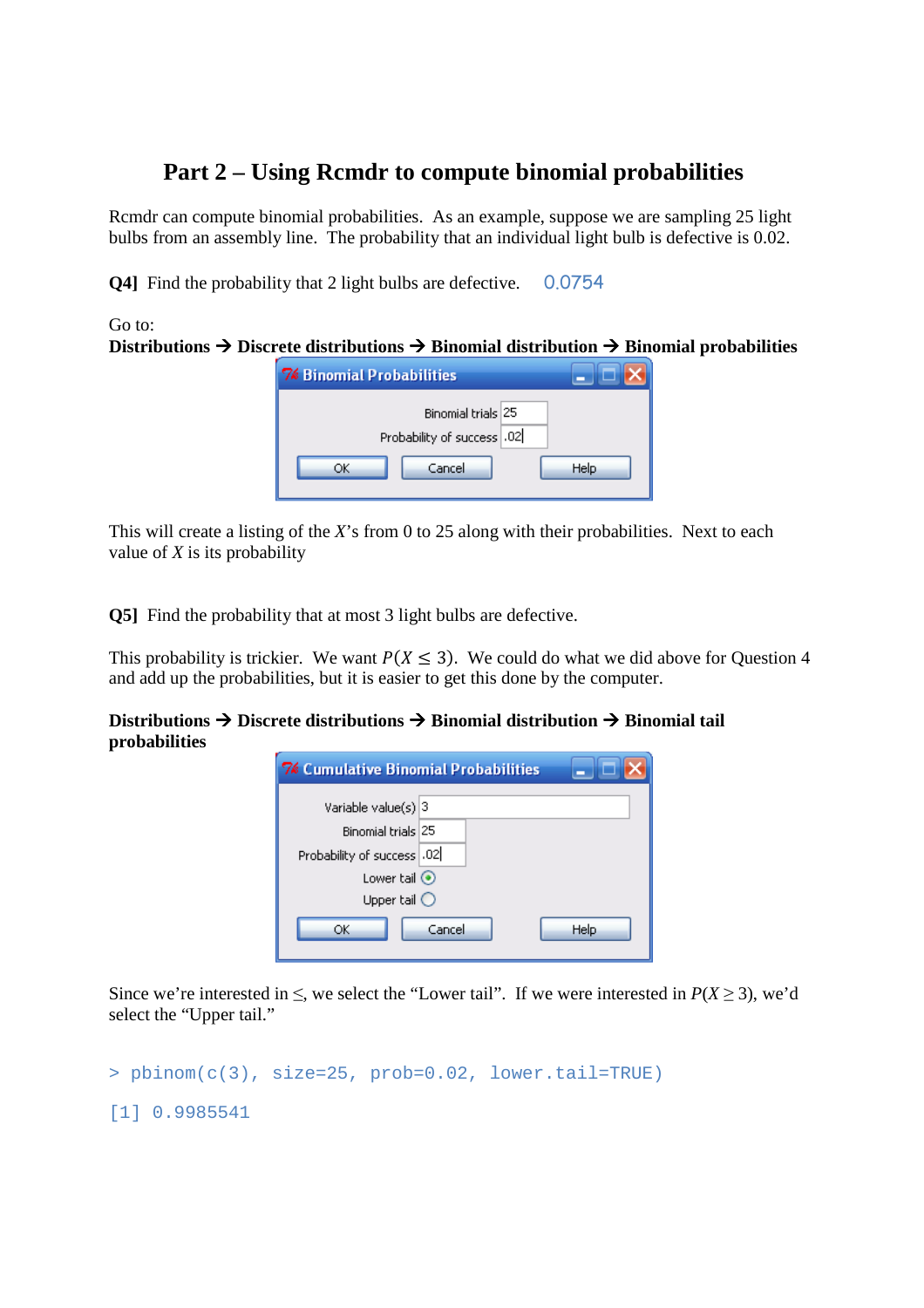## Part 2 – Using Rcmdr to compute binomial probabilities

Rcmdr can compute binomial probabilities. As an example, suppose we are sampling 25 light bulbs from an assembly line. The probability that an individual light bulb is defective is 0.02.

**Q4]** Find the probability that 2 light bulbs are defective. 0.0754

Go to:
**Distributions → Discrete distributions → Binomial distribution → Binomial probabilities**

Binomial Probabilities

Binomial trials 25
Probability of success .02

OK Cancel Help

This will create a listing of the $X$'s from 0 to 25 along with their probabilities. Next to each value of $X$ is its probability

**Q5]** Find the probability that at most 3 light bulbs are defective.

This probability is trickier. We want $P(X \leq 3)$. We could do what we did above for Question 4 and add up the probabilities, but it is easier to get this done by the computer.

**Distributions → Discrete distributions → Binomial distribution → Binomial tail probabilities**

Cumulative Binomial Probabilities

Variable value(s) 3
Binomial trials 25
Probability of success .02
Lower tail (selected)
Upper tail

OK Cancel Help

Since we're interested in ≤, we select the "Lower tail". If we were interested in $P(X \geq 3)$, we'd select the "Upper tail."

```
> pbinom(c(3), size=25, prob=0.02, lower.tail=TRUE)
[1] 0.9985541
```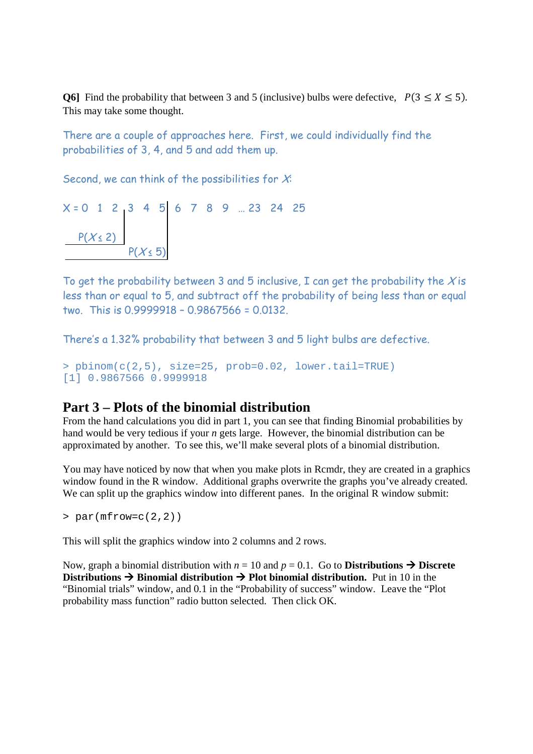**Q6]** Find the probability that between 3 and 5 (inclusive) bulbs were defective, $P(3 \leq X \leq 5)$. This may take some thought.

There are a couple of approaches here. First, we could individually find the probabilities of 3, 4, and 5 and add them up.

Second, we can think of the possibilities for $X$:

```
X = 0  1  2 | 3  4  5 | 6  7  8  9  … 23  24  25
   P(X ≤ 2) |
        P(X ≤ 5)      |
```

To get the probability between 3 and 5 inclusive, I can get the probability the $X$ is less than or equal to 5, and subtract off the probability of being less than or equal two. This is 0.9999918 – 0.9867566 = 0.0132.

There's a 1.32% probability that between 3 and 5 light bulbs are defective.

```
> pbinom(c(2,5), size=25, prob=0.02, lower.tail=TRUE)
[1] 0.9867566 0.9999918
```

## Part 3 – Plots of the binomial distribution

From the hand calculations you did in part 1, you can see that finding Binomial probabilities by hand would be very tedious if your $n$ gets large. However, the binomial distribution can be approximated by another. To see this, we'll make several plots of a binomial distribution.

You may have noticed by now that when you make plots in Rcmdr, they are created in a graphics window found in the R window. Additional graphs overwrite the graphs you've already created. We can split up the graphics window into different panes. In the original R window submit:

```
> par(mfrow=c(2,2))
```

This will split the graphics window into 2 columns and 2 rows.

Now, graph a binomial distribution with $n$ = 10 and $p$ = 0.1. Go to **Distributions → Discrete Distributions → Binomial distribution → Plot binomial distribution.** Put in 10 in the "Binomial trials" window, and 0.1 in the "Probability of success" window. Leave the "Plot probability mass function" radio button selected. Then click OK.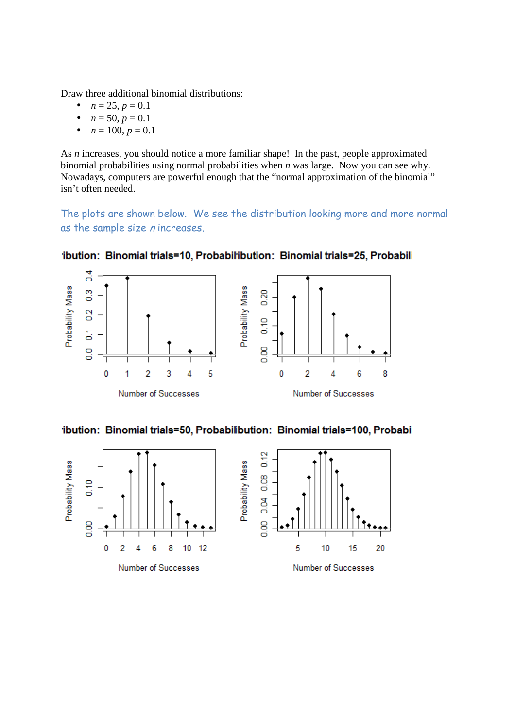Draw three additional binomial distributions:

- $n = 25$, $p = 0.1$
- $n = 50$, $p = 0.1$
- $n = 100$, $p = 0.1$

As $n$ increases, you should notice a more familiar shape! In the past, people approximated binomial probabilities using normal probabilities when $n$ was large. Now you can see why. Nowadays, computers are powerful enough that the "normal approximation of the binomial" isn't often needed.

The plots are shown below. We see the distribution looking more and more normal as the sample size $n$ increases.

ibution: Binomial trials=10, Probabil ibution: Binomial trials=25, Probabil

ibution: Binomial trials=50, Probabil ibution: Binomial trials=100, Probabi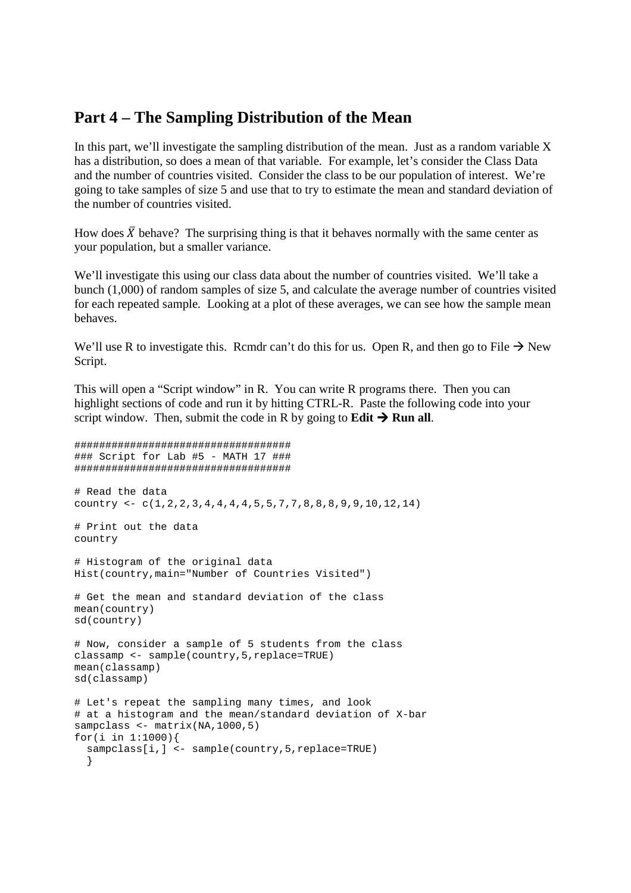## Part 4 – The Sampling Distribution of the Mean

In this part, we'll investigate the sampling distribution of the mean. Just as a random variable X has a distribution, so does a mean of that variable. For example, let's consider the Class Data and the number of countries visited. Consider the class to be our population of interest. We're going to take samples of size 5 and use that to try to estimate the mean and standard deviation of the number of countries visited.

How does $\bar{X}$ behave? The surprising thing is that it behaves normally with the same center as your population, but a smaller variance.

We'll investigate this using our class data about the number of countries visited. We'll take a bunch (1,000) of random samples of size 5, and calculate the average number of countries visited for each repeated sample. Looking at a plot of these averages, we can see how the sample mean behaves.

We'll use R to investigate this. Rcmdr can't do this for us. Open R, and then go to File → New Script.

This will open a "Script window" in R. You can write R programs there. Then you can highlight sections of code and run it by hitting CTRL-R. Paste the following code into your script window. Then, submit the code in R by going to **Edit → Run all**.

```
###################################
### Script for Lab #5 - MATH 17 ###
###################################

# Read the data
country <- c(1,2,2,3,4,4,4,4,5,5,7,7,8,8,8,9,9,10,12,14)

# Print out the data
country

# Histogram of the original data
Hist(country,main="Number of Countries Visited")

# Get the mean and standard deviation of the class
mean(country)
sd(country)

# Now, consider a sample of 5 students from the class
classamp <- sample(country,5,replace=TRUE)
mean(classamp)
sd(classamp)

# Let's repeat the sampling many times, and look
# at a histogram and the mean/standard deviation of X-bar
sampclass <- matrix(NA,1000,5)
for(i in 1:1000){
  sampclass[i,] <- sample(country,5,replace=TRUE)
  }
```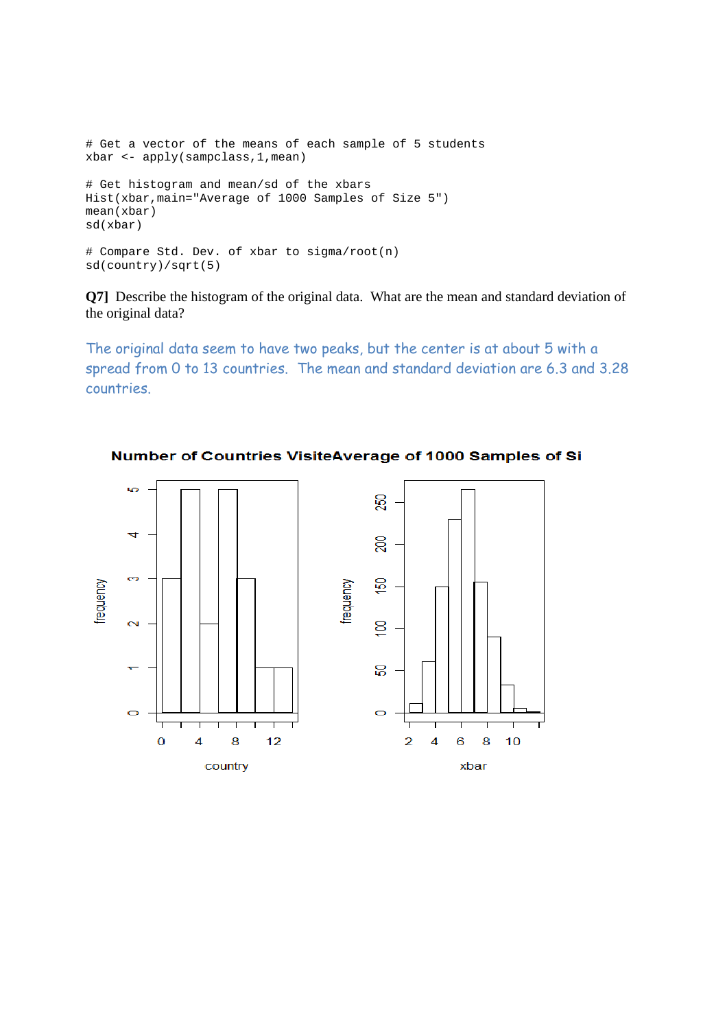```
# Get a vector of the means of each sample of 5 students
xbar <- apply(sampclass,1,mean)

# Get histogram and mean/sd of the xbars
Hist(xbar,main="Average of 1000 Samples of Size 5")
mean(xbar)
sd(xbar)

# Compare Std. Dev. of xbar to sigma/root(n)
sd(country)/sqrt(5)
```

**Q7]** Describe the histogram of the original data. What are the mean and standard deviation of the original data?

The original data seem to have two peaks, but the center is at about 5 with a spread from 0 to 13 countries. The mean and standard deviation are 6.3 and 3.28 countries.

Number of Countries VisiteAverage of 1000 Samples of Si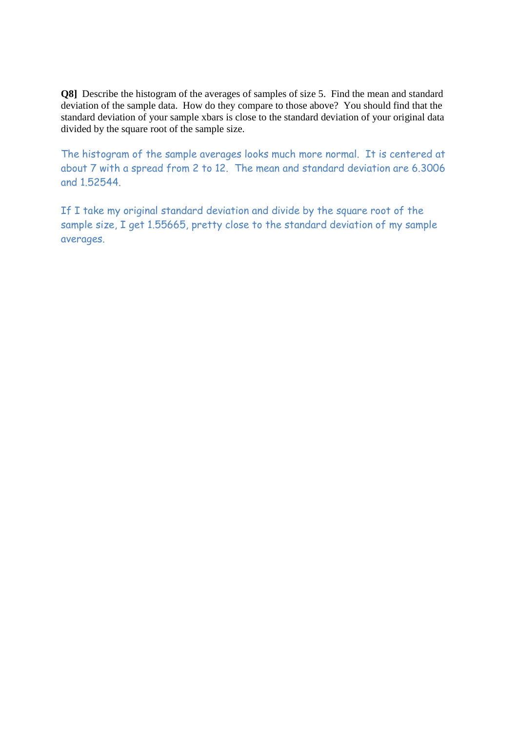**Q8]** Describe the histogram of the averages of samples of size 5. Find the mean and standard deviation of the sample data. How do they compare to those above? You should find that the standard deviation of your sample xbars is close to the standard deviation of your original data divided by the square root of the sample size.

The histogram of the sample averages looks much more normal. It is centered at about 7 with a spread from 2 to 12. The mean and standard deviation are 6.3006 and 1.52544.

If I take my original standard deviation and divide by the square root of the sample size, I get 1.55665, pretty close to the standard deviation of my sample averages.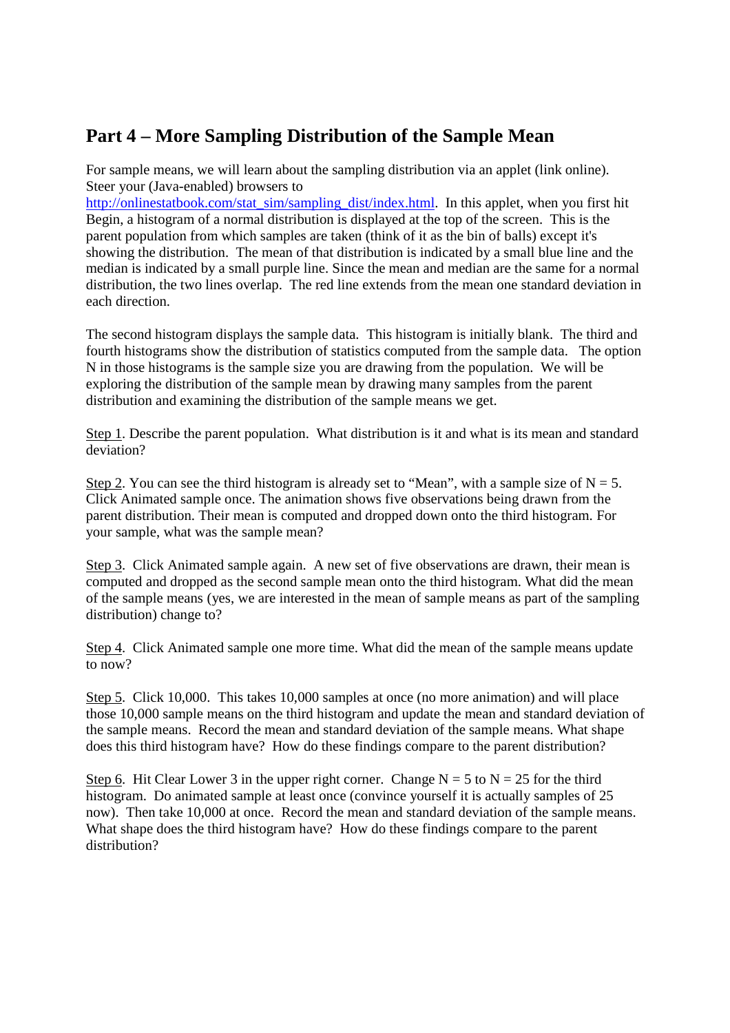## Part 4 – More Sampling Distribution of the Sample Mean

For sample means, we will learn about the sampling distribution via an applet (link online). Steer your (Java-enabled) browsers to [http://onlinestatbook.com/stat_sim/sampling_dist/index.html](http://onlinestatbook.com/stat_sim/sampling_dist/index.html). In this applet, when you first hit Begin, a histogram of a normal distribution is displayed at the top of the screen. This is the parent population from which samples are taken (think of it as the bin of balls) except it's showing the distribution. The mean of that distribution is indicated by a small blue line and the median is indicated by a small purple line. Since the mean and median are the same for a normal distribution, the two lines overlap. The red line extends from the mean one standard deviation in each direction.

The second histogram displays the sample data. This histogram is initially blank. The third and fourth histograms show the distribution of statistics computed from the sample data. The option N in those histograms is the sample size you are drawing from the population. We will be exploring the distribution of the sample mean by drawing many samples from the parent distribution and examining the distribution of the sample means we get.

<u>Step 1</u>. Describe the parent population. What distribution is it and what is its mean and standard deviation?

<u>Step 2</u>. You can see the third histogram is already set to "Mean", with a sample size of N = 5. Click Animated sample once. The animation shows five observations being drawn from the parent distribution. Their mean is computed and dropped down onto the third histogram. For your sample, what was the sample mean?

<u>Step 3</u>. Click Animated sample again. A new set of five observations are drawn, their mean is computed and dropped as the second sample mean onto the third histogram. What did the mean of the sample means (yes, we are interested in the mean of sample means as part of the sampling distribution) change to?

<u>Step 4</u>. Click Animated sample one more time. What did the mean of the sample means update to now?

<u>Step 5</u>. Click 10,000. This takes 10,000 samples at once (no more animation) and will place those 10,000 sample means on the third histogram and update the mean and standard deviation of the sample means. Record the mean and standard deviation of the sample means. What shape does this third histogram have? How do these findings compare to the parent distribution?

<u>Step 6</u>. Hit Clear Lower 3 in the upper right corner. Change N = 5 to N = 25 for the third histogram. Do animated sample at least once (convince yourself it is actually samples of 25 now). Then take 10,000 at once. Record the mean and standard deviation of the sample means. What shape does the third histogram have? How do these findings compare to the parent distribution?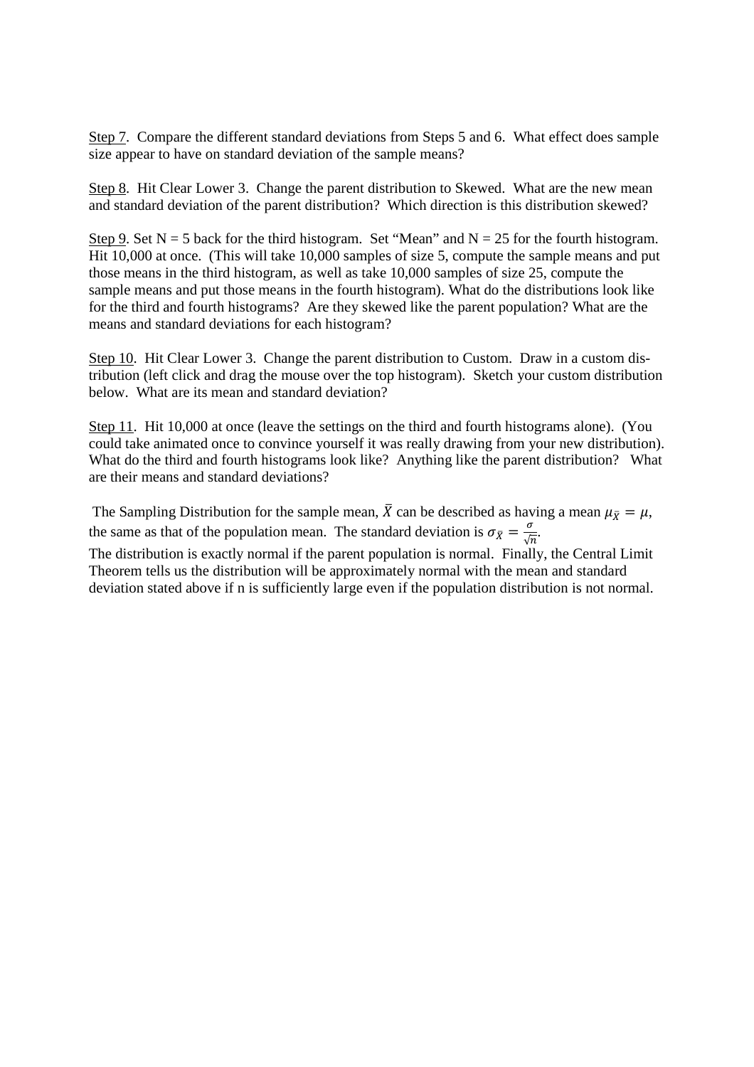Step 7. Compare the different standard deviations from Steps 5 and 6. What effect does sample size appear to have on standard deviation of the sample means?

Step 8. Hit Clear Lower 3. Change the parent distribution to Skewed. What are the new mean and standard deviation of the parent distribution? Which direction is this distribution skewed?

Step 9. Set N = 5 back for the third histogram. Set "Mean" and N = 25 for the fourth histogram. Hit 10,000 at once. (This will take 10,000 samples of size 5, compute the sample means and put those means in the third histogram, as well as take 10,000 samples of size 25, compute the sample means and put those means in the fourth histogram). What do the distributions look like for the third and fourth histograms? Are they skewed like the parent population? What are the means and standard deviations for each histogram?

Step 10. Hit Clear Lower 3. Change the parent distribution to Custom. Draw in a custom distribution (left click and drag the mouse over the top histogram). Sketch your custom distribution below. What are its mean and standard deviation?

Step 11. Hit 10,000 at once (leave the settings on the third and fourth histograms alone). (You could take animated once to convince yourself it was really drawing from your new distribution). What do the third and fourth histograms look like? Anything like the parent distribution? What are their means and standard deviations?

The Sampling Distribution for the sample mean, $\bar{X}$ can be described as having a mean $\mu_{\bar{X}} = \mu$, the same as that of the population mean. The standard deviation is $\sigma_{\bar{X}} = \frac{\sigma}{\sqrt{n}}$.
The distribution is exactly normal if the parent population is normal. Finally, the Central Limit Theorem tells us the distribution will be approximately normal with the mean and standard deviation stated above if n is sufficiently large even if the population distribution is not normal.